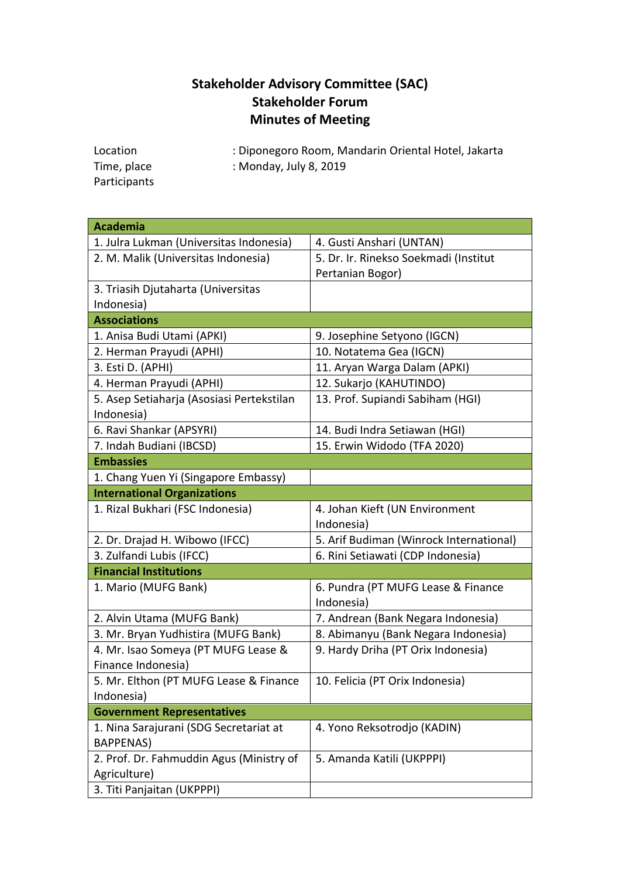# Stakeholder Advisory Committee (SAC)
## Stakeholder Forum
## Minutes of Meeting

Location : Diponegoro Room, Mandarin Oriental Hotel, Jakarta
Time, place : Monday, July 8, 2019
Participants

| | |
|---|---|
| **Academia** | |
| 1. Julra Lukman (Universitas Indonesia) | 4. Gusti Anshari (UNTAN) |
| 2. M. Malik (Universitas Indonesia) | 5. Dr. Ir. Rinekso Soekmadi (Institut Pertanian Bogor) |
| 3. Triasih Djutaharta (Universitas Indonesia) | |
| **Associations** | |
| 1. Anisa Budi Utami (APKI) | 9. Josephine Setyono (IGCN) |
| 2. Herman Prayudi (APHI) | 10. Notatema Gea (IGCN) |
| 3. Esti D. (APHI) | 11. Aryan Warga Dalam (APKI) |
| 4. Herman Prayudi (APHI) | 12. Sukarjo (KAHUTINDO) |
| 5. Asep Setiaharja (Asosiasi Pertekstilan Indonesia) | 13. Prof. Supiandi Sabiham (HGI) |
| 6. Ravi Shankar (APSYRI) | 14. Budi Indra Setiawan (HGI) |
| 7. Indah Budiani (IBCSD) | 15. Erwin Widodo (TFA 2020) |
| **Embassies** | |
| 1. Chang Yuen Yi (Singapore Embassy) | |
| **International Organizations** | |
| 1. Rizal Bukhari (FSC Indonesia) | 4. Johan Kieft (UN Environment Indonesia) |
| 2. Dr. Drajad H. Wibowo (IFCC) | 5. Arif Budiman (Winrock International) |
| 3. Zulfandi Lubis (IFCC) | 6. Rini Setiawati (CDP Indonesia) |
| **Financial Institutions** | |
| 1. Mario (MUFG Bank) | 6. Pundra (PT MUFG Lease & Finance Indonesia) |
| 2. Alvin Utama (MUFG Bank) | 7. Andrean (Bank Negara Indonesia) |
| 3. Mr. Bryan Yudhistira (MUFG Bank) | 8. Abimanyu (Bank Negara Indonesia) |
| 4. Mr. Isao Someya (PT MUFG Lease & Finance Indonesia) | 9. Hardy Driha (PT Orix Indonesia) |
| 5. Mr. Elthon (PT MUFG Lease & Finance Indonesia) | 10. Felicia (PT Orix Indonesia) |
| **Government Representatives** | |
| 1. Nina Sarajurani (SDG Secretariat at BAPPENAS) | 4. Yono Reksotrodjo (KADIN) |
| 2. Prof. Dr. Fahmuddin Agus (Ministry of Agriculture) | 5. Amanda Katili (UKPPPI) |
| 3. Titi Panjaitan (UKPPPI) | |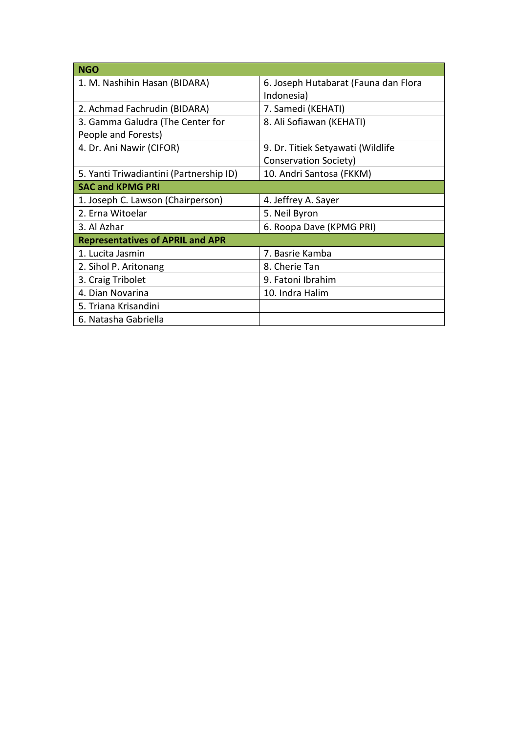| | |
|---|---|
| **NGO** | |
| 1. M. Nashihin Hasan (BIDARA) | 6. Joseph Hutabarat (Fauna dan Flora Indonesia) |
| 2. Achmad Fachrudin (BIDARA) | 7. Samedi (KEHATI) |
| 3. Gamma Galudra (The Center for People and Forests) | 8. Ali Sofiawan (KEHATI) |
| 4. Dr. Ani Nawir (CIFOR) | 9. Dr. Titiek Setyawati (Wildlife Conservation Society) |
| 5. Yanti Triwadiantini (Partnership ID) | 10. Andri Santosa (FKKM) |
| **SAC and KPMG PRI** | |
| 1. Joseph C. Lawson (Chairperson) | 4. Jeffrey A. Sayer |
| 2. Erna Witoelar | 5. Neil Byron |
| 3. Al Azhar | 6. Roopa Dave (KPMG PRI) |
| **Representatives of APRIL and APR** | |
| 1. Lucita Jasmin | 7. Basrie Kamba |
| 2. Sihol P. Aritonang | 8. Cherie Tan |
| 3. Craig Tribolet | 9. Fatoni Ibrahim |
| 4. Dian Novarina | 10. Indra Halim |
| 5. Triana Krisandini | |
| 6. Natasha Gabriella | |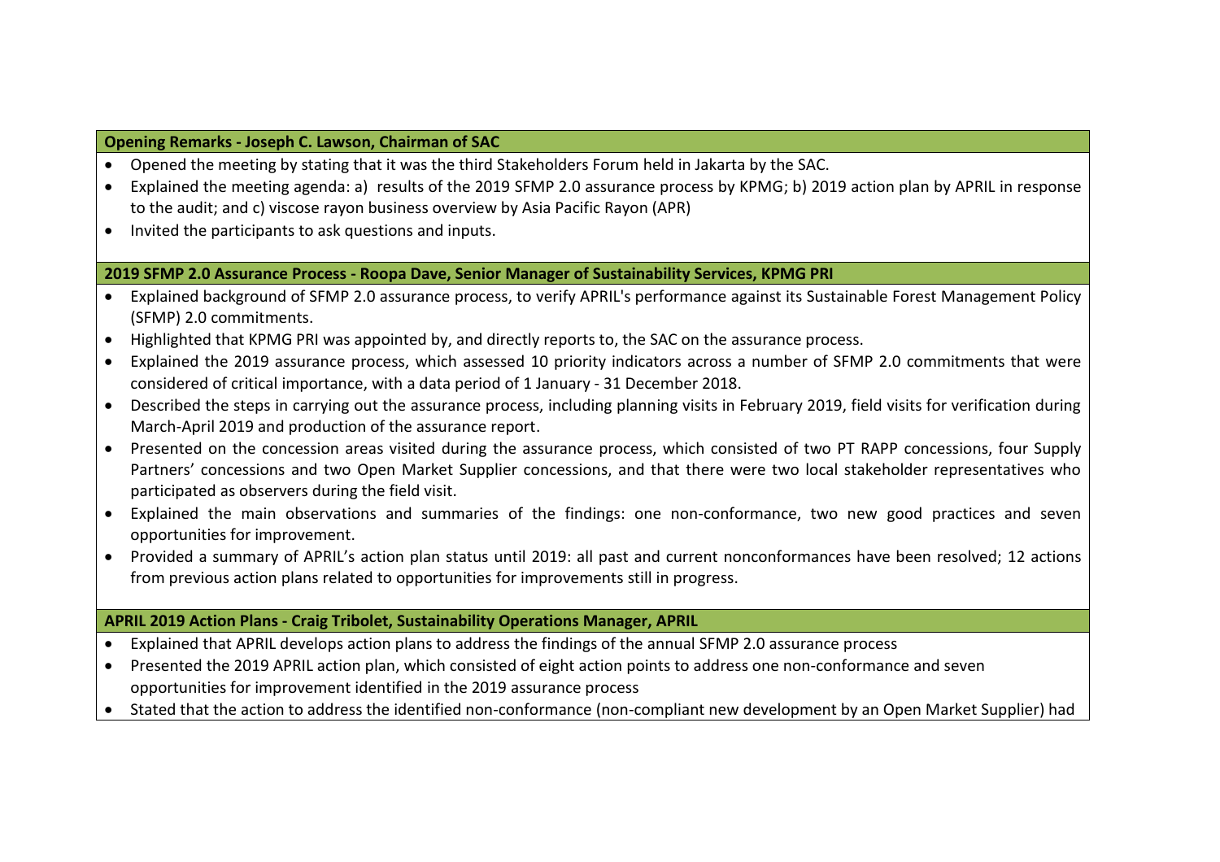**Opening Remarks - Joseph C. Lawson, Chairman of SAC**

- Opened the meeting by stating that it was the third Stakeholders Forum held in Jakarta by the SAC.
- Explained the meeting agenda: a) results of the 2019 SFMP 2.0 assurance process by KPMG; b) 2019 action plan by APRIL in response to the audit; and c) viscose rayon business overview by Asia Pacific Rayon (APR)
- Invited the participants to ask questions and inputs.

**2019 SFMP 2.0 Assurance Process - Roopa Dave, Senior Manager of Sustainability Services, KPMG PRI**

- Explained background of SFMP 2.0 assurance process, to verify APRIL's performance against its Sustainable Forest Management Policy (SFMP) 2.0 commitments.
- Highlighted that KPMG PRI was appointed by, and directly reports to, the SAC on the assurance process.
- Explained the 2019 assurance process, which assessed 10 priority indicators across a number of SFMP 2.0 commitments that were considered of critical importance, with a data period of 1 January - 31 December 2018.
- Described the steps in carrying out the assurance process, including planning visits in February 2019, field visits for verification during March-April 2019 and production of the assurance report.
- Presented on the concession areas visited during the assurance process, which consisted of two PT RAPP concessions, four Supply Partners' concessions and two Open Market Supplier concessions, and that there were two local stakeholder representatives who participated as observers during the field visit.
- Explained the main observations and summaries of the findings: one non-conformance, two new good practices and seven opportunities for improvement.
- Provided a summary of APRIL's action plan status until 2019: all past and current nonconformances have been resolved; 12 actions from previous action plans related to opportunities for improvements still in progress.

**APRIL 2019 Action Plans - Craig Tribolet, Sustainability Operations Manager, APRIL**

- Explained that APRIL develops action plans to address the findings of the annual SFMP 2.0 assurance process
- Presented the 2019 APRIL action plan, which consisted of eight action points to address one non-conformance and seven opportunities for improvement identified in the 2019 assurance process
- Stated that the action to address the identified non-conformance (non-compliant new development by an Open Market Supplier) had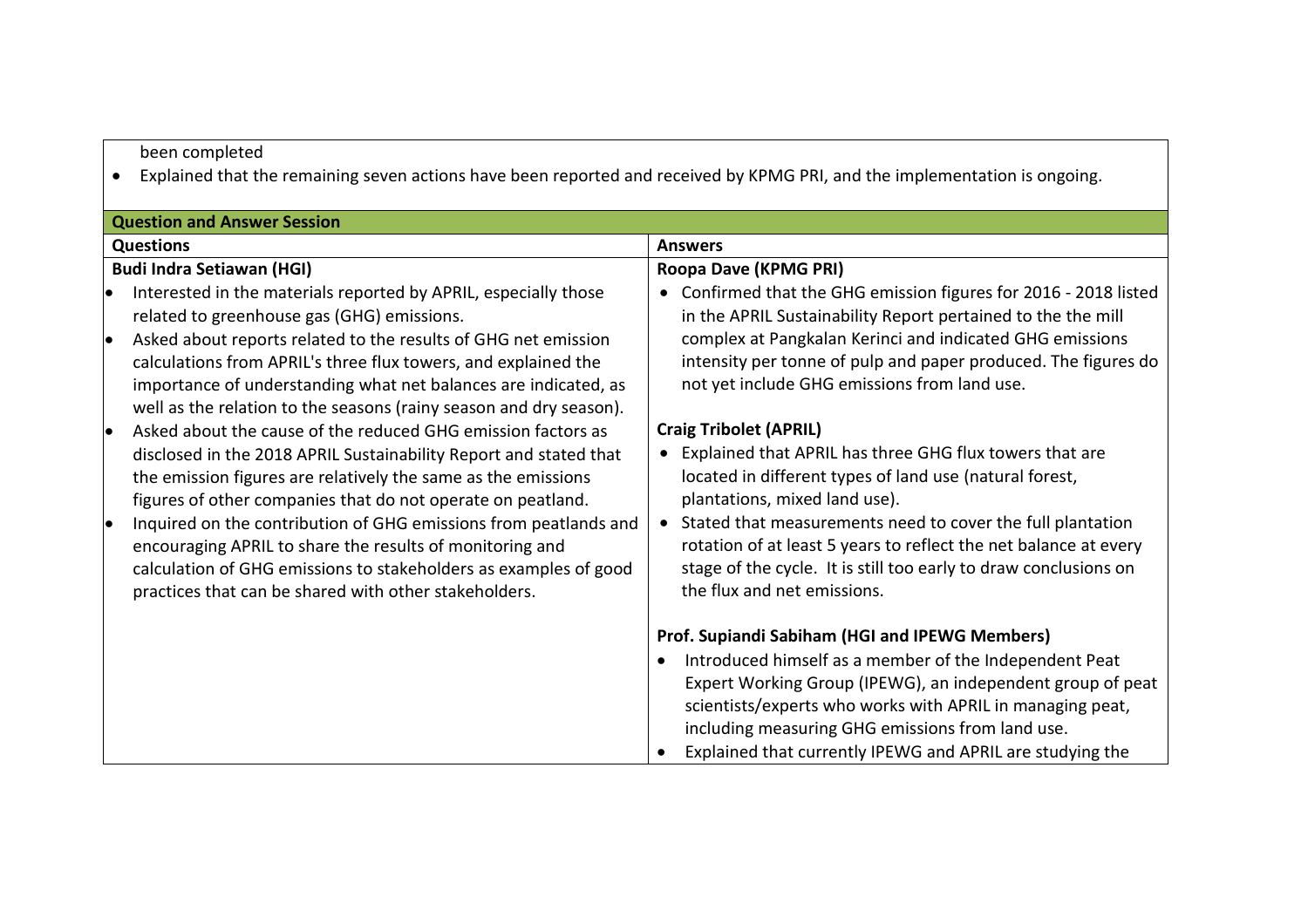been completed

- Explained that the remaining seven actions have been reported and received by KPMG PRI, and the implementation is ongoing.

**Question and Answer Session**

| Questions | Answers |
|---|---|
| **Budi Indra Setiawan (HGI)**<br>• Interested in the materials reported by APRIL, especially those related to greenhouse gas (GHG) emissions.<br>• Asked about reports related to the results of GHG net emission calculations from APRIL's three flux towers, and explained the importance of understanding what net balances are indicated, as well as the relation to the seasons (rainy season and dry season).<br>• Asked about the cause of the reduced GHG emission factors as disclosed in the 2018 APRIL Sustainability Report and stated that the emission figures are relatively the same as the emissions figures of other companies that do not operate on peatland.<br>• Inquired on the contribution of GHG emissions from peatlands and encouraging APRIL to share the results of monitoring and calculation of GHG emissions to stakeholders as examples of good practices that can be shared with other stakeholders. | **Roopa Dave (KPMG PRI)**<br>• Confirmed that the GHG emission figures for 2016 - 2018 listed in the APRIL Sustainability Report pertained to the the mill complex at Pangkalan Kerinci and indicated GHG emissions intensity per tonne of pulp and paper produced. The figures do not yet include GHG emissions from land use.<br><br>**Craig Tribolet (APRIL)**<br>• Explained that APRIL has three GHG flux towers that are located in different types of land use (natural forest, plantations, mixed land use).<br>• Stated that measurements need to cover the full plantation rotation of at least 5 years to reflect the net balance at every stage of the cycle. It is still too early to draw conclusions on the flux and net emissions.<br><br>**Prof. Supiandi Sabiham (HGI and IPEWG Members)**<br>• Introduced himself as a member of the Independent Peat Expert Working Group (IPEWG), an independent group of peat scientists/experts who works with APRIL in managing peat, including measuring GHG emissions from land use.<br>• Explained that currently IPEWG and APRIL are studying the |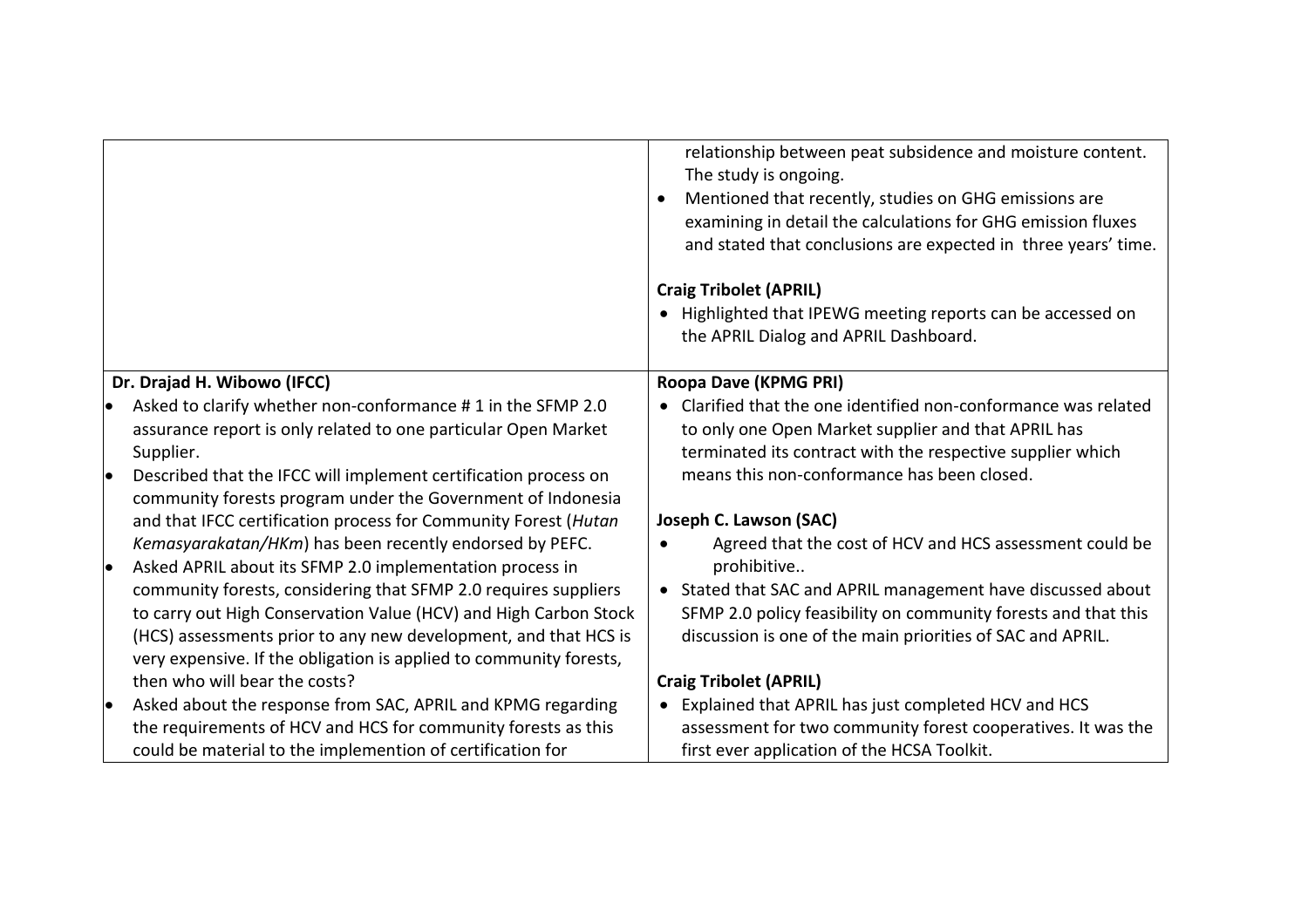| | |
|---|---|
| | relationship between peat subsidence and moisture content. The study is ongoing.<br>• Mentioned that recently, studies on GHG emissions are examining in detail the calculations for GHG emission fluxes and stated that conclusions are expected in three years' time.<br><br>**Craig Tribolet (APRIL)**<br>• Highlighted that IPEWG meeting reports can be accessed on the APRIL Dialog and APRIL Dashboard. |
| **Dr. Drajad H. Wibowo (IFCC)**<br>• Asked to clarify whether non-conformance # 1 in the SFMP 2.0 assurance report is only related to one particular Open Market Supplier.<br>• Described that the IFCC will implement certification process on community forests program under the Government of Indonesia and that IFCC certification process for Community Forest (*Hutan Kemasyarakatan/HKm*) has been recently endorsed by PEFC.<br>• Asked APRIL about its SFMP 2.0 implementation process in community forests, considering that SFMP 2.0 requires suppliers to carry out High Conservation Value (HCV) and High Carbon Stock (HCS) assessments prior to any new development, and that HCS is very expensive. If the obligation is applied to community forests, then who will bear the costs?<br>• Asked about the response from SAC, APRIL and KPMG regarding the requirements of HCV and HCS for community forests as this could be material to the implemention of certification for | **Roopa Dave (KPMG PRI)**<br>• Clarified that the one identified non-conformance was related to only one Open Market supplier and that APRIL has terminated its contract with the respective supplier which means this non-conformance has been closed.<br><br>**Joseph C. Lawson (SAC)**<br>• Agreed that the cost of HCV and HCS assessment could be prohibitive..<br>• Stated that SAC and APRIL management have discussed about SFMP 2.0 policy feasibility on community forests and that this discussion is one of the main priorities of SAC and APRIL.<br><br>**Craig Tribolet (APRIL)**<br>• Explained that APRIL has just completed HCV and HCS assessment for two community forest cooperatives. It was the first ever application of the HCSA Toolkit. |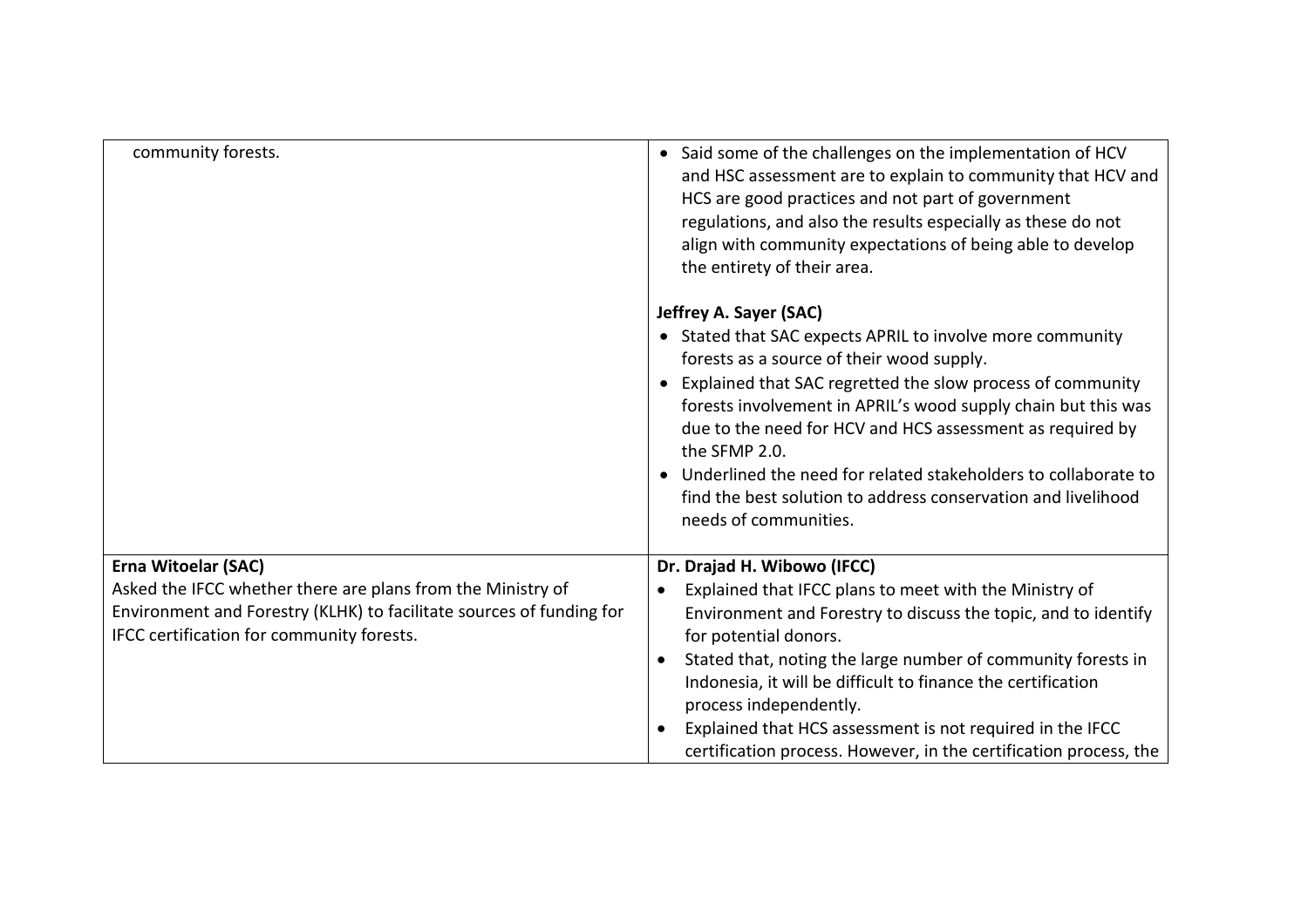| | |
|---|---|
| community forests. | • Said some of the challenges on the implementation of HCV and HSC assessment are to explain to community that HCV and HCS are good practices and not part of government regulations, and also the results especially as these do not align with community expectations of being able to develop the entirety of their area.<br><br>**Jeffrey A. Sayer (SAC)**<br>• Stated that SAC expects APRIL to involve more community forests as a source of their wood supply.<br>• Explained that SAC regretted the slow process of community forests involvement in APRIL's wood supply chain but this was due to the need for HCV and HCS assessment as required by the SFMP 2.0.<br>• Underlined the need for related stakeholders to collaborate to find the best solution to address conservation and livelihood needs of communities. |
| **Erna Witoelar (SAC)**<br>Asked the IFCC whether there are plans from the Ministry of Environment and Forestry (KLHK) to facilitate sources of funding for IFCC certification for community forests. | **Dr. Drajad H. Wibowo (IFCC)**<br>• Explained that IFCC plans to meet with the Ministry of Environment and Forestry to discuss the topic, and to identify for potential donors.<br>• Stated that, noting the large number of community forests in Indonesia, it will be difficult to finance the certification process independently.<br>• Explained that HCS assessment is not required in the IFCC certification process. However, in the certification process, the |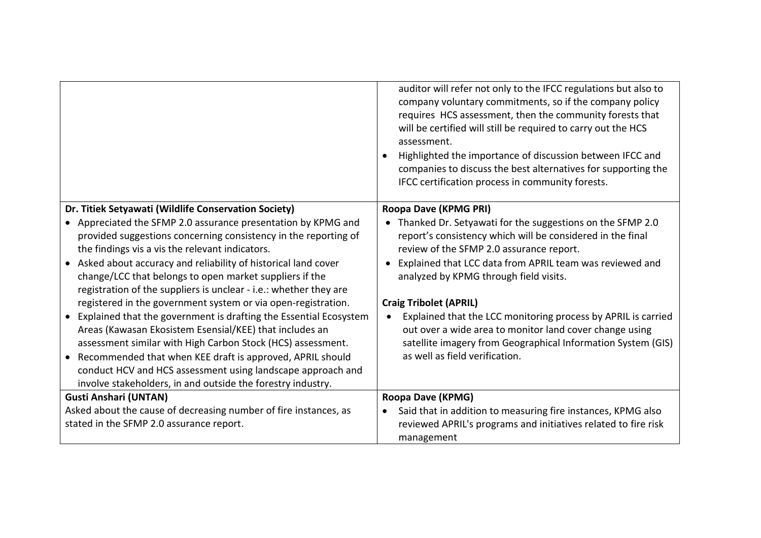| | |
|---|---|
| | auditor will refer not only to the IFCC regulations but also to company voluntary commitments, so if the company policy requires HCS assessment, then the community forests that will be certified will still be required to carry out the HCS assessment.<br>• Highlighted the importance of discussion between IFCC and companies to discuss the best alternatives for supporting the IFCC certification process in community forests. |
| **Dr. Titiek Setyawati (Wildlife Conservation Society)**<br>• Appreciated the SFMP 2.0 assurance presentation by KPMG and provided suggestions concerning consistency in the reporting of the findings vis a vis the relevant indicators.<br>• Asked about accuracy and reliability of historical land cover change/LCC that belongs to open market suppliers if the registration of the suppliers is unclear - i.e.: whether they are registered in the government system or via open-registration.<br>• Explained that the government is drafting the Essential Ecosystem Areas (Kawasan Ekosistem Esensial/KEE) that includes an assessment similar with High Carbon Stock (HCS) assessment.<br>• Recommended that when KEE draft is approved, APRIL should conduct HCV and HCS assessment using landscape approach and involve stakeholders, in and outside the forestry industry. | **Roopa Dave (KPMG PRI)**<br>• Thanked Dr. Setyawati for the suggestions on the SFMP 2.0 report's consistency which will be considered in the final review of the SFMP 2.0 assurance report.<br>• Explained that LCC data from APRIL team was reviewed and analyzed by KPMG through field visits.<br><br>**Craig Tribolet (APRIL)**<br>• Explained that the LCC monitoring process by APRIL is carried out over a wide area to monitor land cover change using satellite imagery from Geographical Information System (GIS) as well as field verification. |
| **Gusti Anshari (UNTAN)**<br>Asked about the cause of decreasing number of fire instances, as stated in the SFMP 2.0 assurance report. | **Roopa Dave (KPMG)**<br>• Said that in addition to measuring fire instances, KPMG also reviewed APRIL's programs and initiatives related to fire risk management |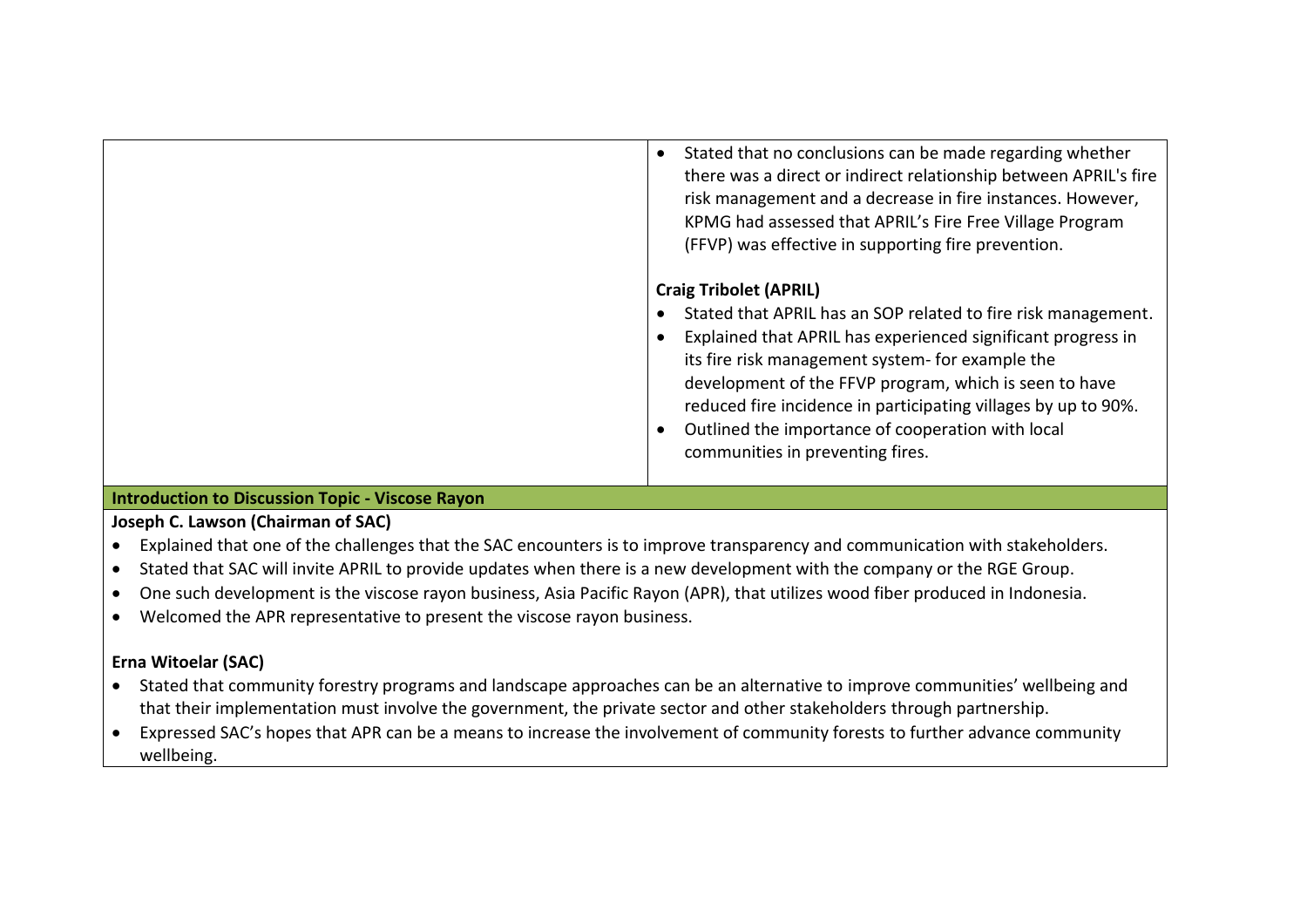| | |
|---|---|
| | • Stated that no conclusions can be made regarding whether there was a direct or indirect relationship between APRIL's fire risk management and a decrease in fire instances. However, KPMG had assessed that APRIL's Fire Free Village Program (FFVP) was effective in supporting fire prevention.<br><br>**Craig Tribolet (APRIL)**<br>• Stated that APRIL has an SOP related to fire risk management.<br>• Explained that APRIL has experienced significant progress in its fire risk management system- for example the development of the FFVP program, which is seen to have reduced fire incidence in participating villages by up to 90%.<br>• Outlined the importance of cooperation with local communities in preventing fires. |

**Introduction to Discussion Topic - Viscose Rayon**

**Joseph C. Lawson (Chairman of SAC)**

- Explained that one of the challenges that the SAC encounters is to improve transparency and communication with stakeholders.
- Stated that SAC will invite APRIL to provide updates when there is a new development with the company or the RGE Group.
- One such development is the viscose rayon business, Asia Pacific Rayon (APR), that utilizes wood fiber produced in Indonesia.
- Welcomed the APR representative to present the viscose rayon business.

**Erna Witoelar (SAC)**

- Stated that community forestry programs and landscape approaches can be an alternative to improve communities' wellbeing and that their implementation must involve the government, the private sector and other stakeholders through partnership.
- Expressed SAC's hopes that APR can be a means to increase the involvement of community forests to further advance community wellbeing.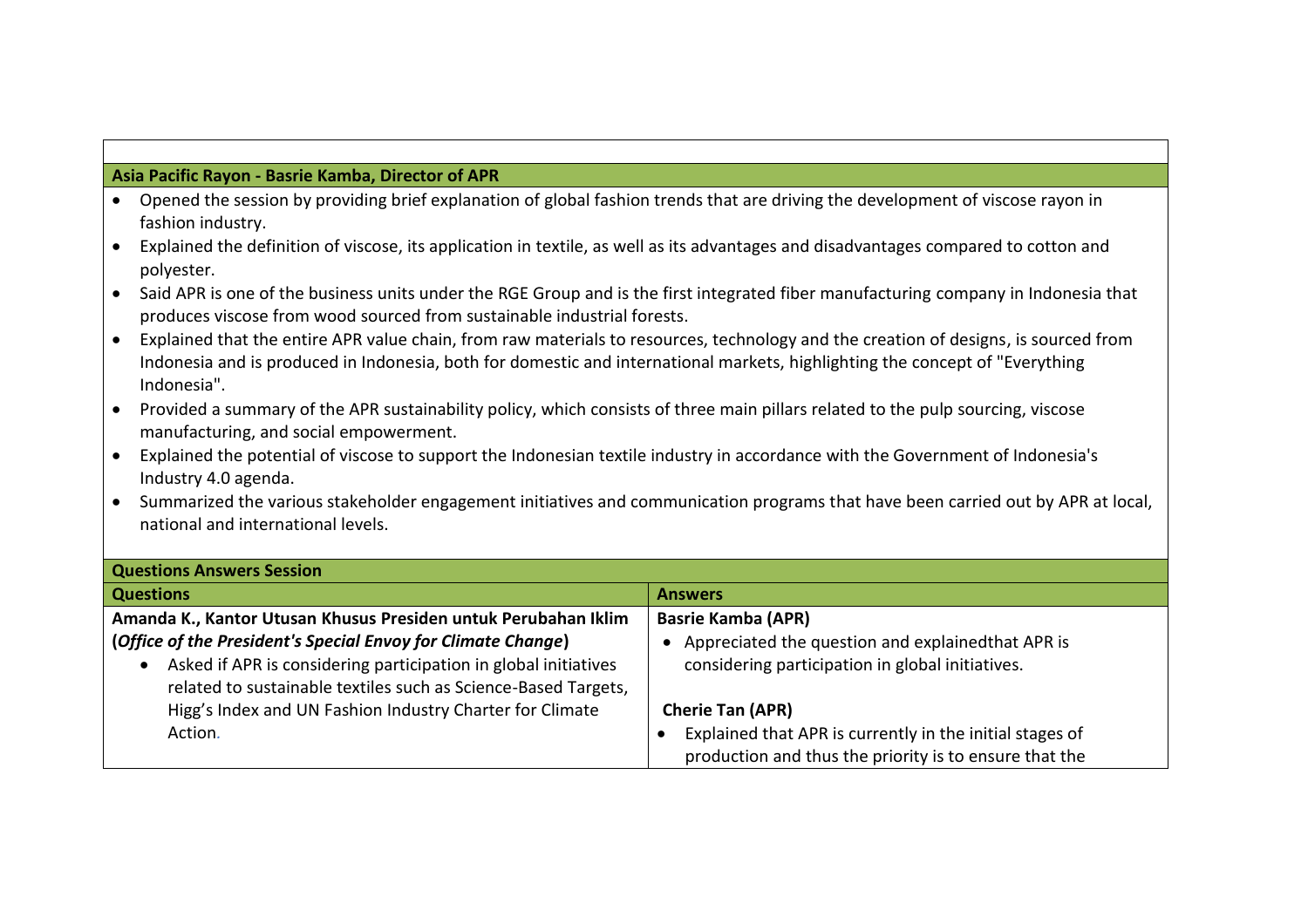**Asia Pacific Rayon - Basrie Kamba, Director of APR**

- Opened the session by providing brief explanation of global fashion trends that are driving the development of viscose rayon in fashion industry.
- Explained the definition of viscose, its application in textile, as well as its advantages and disadvantages compared to cotton and polyester.
- Said APR is one of the business units under the RGE Group and is the first integrated fiber manufacturing company in Indonesia that produces viscose from wood sourced from sustainable industrial forests.
- Explained that the entire APR value chain, from raw materials to resources, technology and the creation of designs, is sourced from Indonesia and is produced in Indonesia, both for domestic and international markets, highlighting the concept of "Everything Indonesia".
- Provided a summary of the APR sustainability policy, which consists of three main pillars related to the pulp sourcing, viscose manufacturing, and social empowerment.
- Explained the potential of viscose to support the Indonesian textile industry in accordance with the Government of Indonesia's Industry 4.0 agenda.
- Summarized the various stakeholder engagement initiatives and communication programs that have been carried out by APR at local, national and international levels.

**Questions Answers Session**

| Questions | Answers |
|---|---|
| **Amanda K., Kantor Utusan Khusus Presiden untuk Perubahan Iklim (*Office of the President's Special Envoy for Climate Change*)**<br>• Asked if APR is considering participation in global initiatives related to sustainable textiles such as Science-Based Targets, Higg's Index and UN Fashion Industry Charter for Climate Action. | **Basrie Kamba (APR)**<br>• Appreciated the question and explainedthat APR is considering participation in global initiatives.<br><br>**Cherie Tan (APR)**<br>• Explained that APR is currently in the initial stages of production and thus the priority is to ensure that the |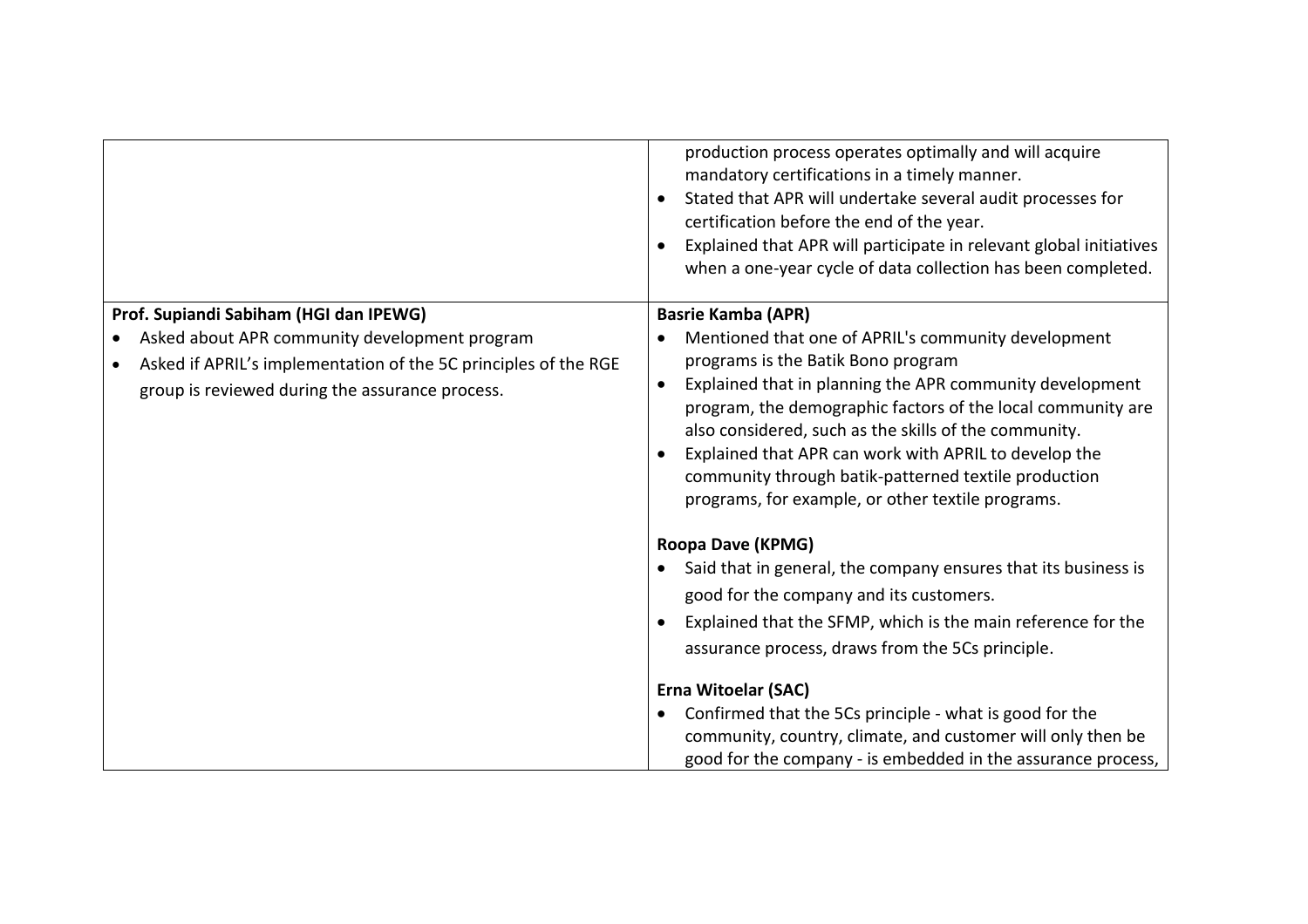| | |
|---|---|
| | production process operates optimally and will acquire mandatory certifications in a timely manner.<br>• Stated that APR will undertake several audit processes for certification before the end of the year.<br>• Explained that APR will participate in relevant global initiatives when a one-year cycle of data collection has been completed. |
| **Prof. Supiandi Sabiham (HGI dan IPEWG)**<br>• Asked about APR community development program<br>• Asked if APRIL's implementation of the 5C principles of the RGE group is reviewed during the assurance process. | **Basrie Kamba (APR)**<br>• Mentioned that one of APRIL's community development programs is the Batik Bono program<br>• Explained that in planning the APR community development program, the demographic factors of the local community are also considered, such as the skills of the community.<br>• Explained that APR can work with APRIL to develop the community through batik-patterned textile production programs, for example, or other textile programs.<br><br>**Roopa Dave (KPMG)**<br>• Said that in general, the company ensures that its business is good for the company and its customers.<br>• Explained that the SFMP, which is the main reference for the assurance process, draws from the 5Cs principle.<br><br>**Erna Witoelar (SAC)**<br>• Confirmed that the 5Cs principle - what is good for the community, country, climate, and customer will only then be good for the company - is embedded in the assurance process, |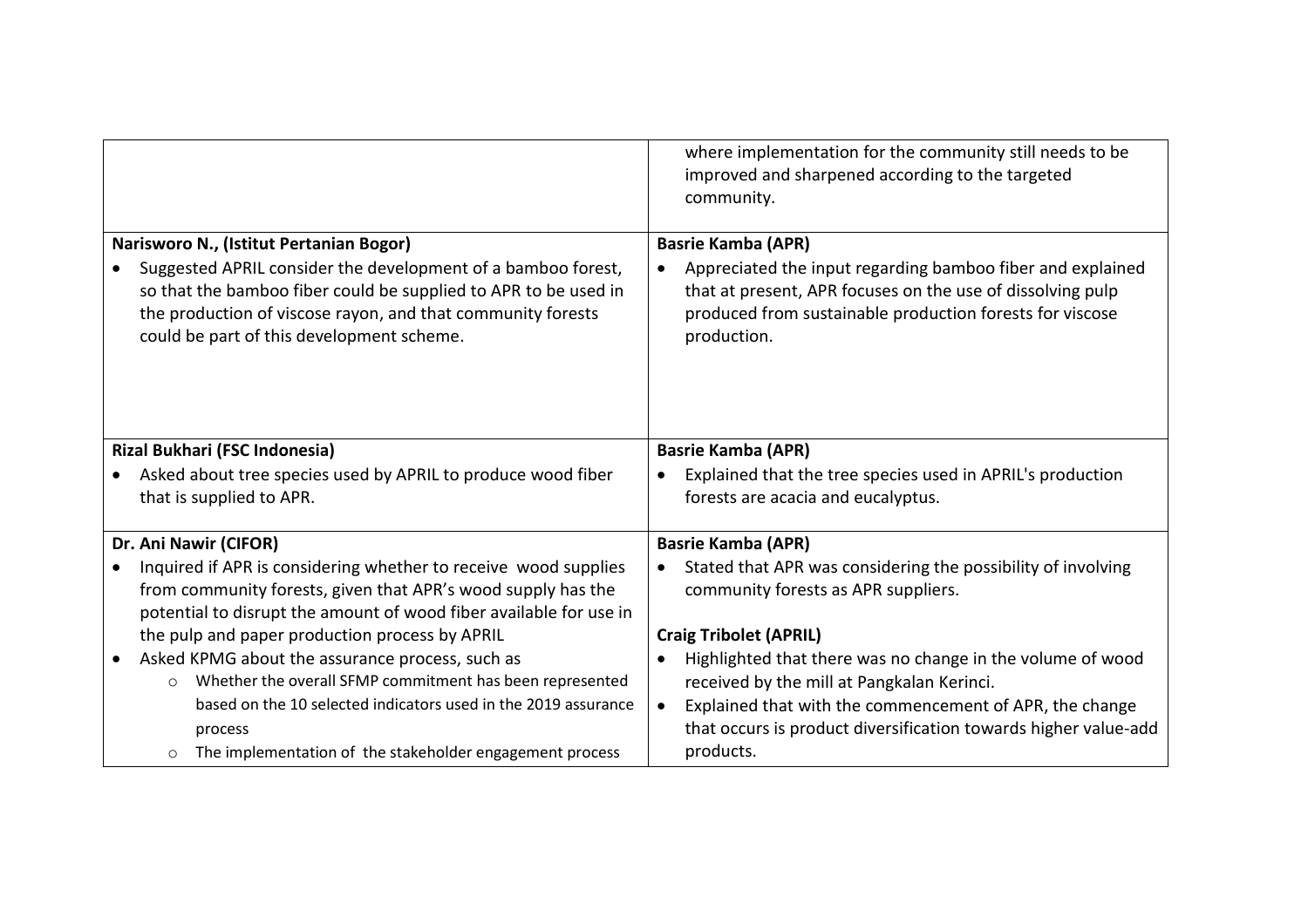| | |
|---|---|
| | where implementation for the community still needs to be improved and sharpened according to the targeted community. |
| **Narisworo N., (Istitut Pertanian Bogor)**<br>• Suggested APRIL consider the development of a bamboo forest, so that the bamboo fiber could be supplied to APR to be used in the production of viscose rayon, and that community forests could be part of this development scheme. | **Basrie Kamba (APR)**<br>• Appreciated the input regarding bamboo fiber and explained that at present, APR focuses on the use of dissolving pulp produced from sustainable production forests for viscose production. |
| **Rizal Bukhari (FSC Indonesia)**<br>• Asked about tree species used by APRIL to produce wood fiber that is supplied to APR. | **Basrie Kamba (APR)**<br>• Explained that the tree species used in APRIL's production forests are acacia and eucalyptus. |
| **Dr. Ani Nawir (CIFOR)**<br>• Inquired if APR is considering whether to receive wood supplies from community forests, given that APR's wood supply has the potential to disrupt the amount of wood fiber available for use in the pulp and paper production process by APRIL<br>• Asked KPMG about the assurance process, such as<br>&nbsp;&nbsp;&nbsp;&nbsp;○ Whether the overall SFMP commitment has been represented based on the 10 selected indicators used in the 2019 assurance process<br>&nbsp;&nbsp;&nbsp;&nbsp;○ The implementation of the stakeholder engagement process | **Basrie Kamba (APR)**<br>• Stated that APR was considering the possibility of involving community forests as APR suppliers.<br><br>**Craig Tribolet (APRIL)**<br>• Highlighted that there was no change in the volume of wood received by the mill at Pangkalan Kerinci.<br>• Explained that with the commencement of APR, the change that occurs is product diversification towards higher value-add products. |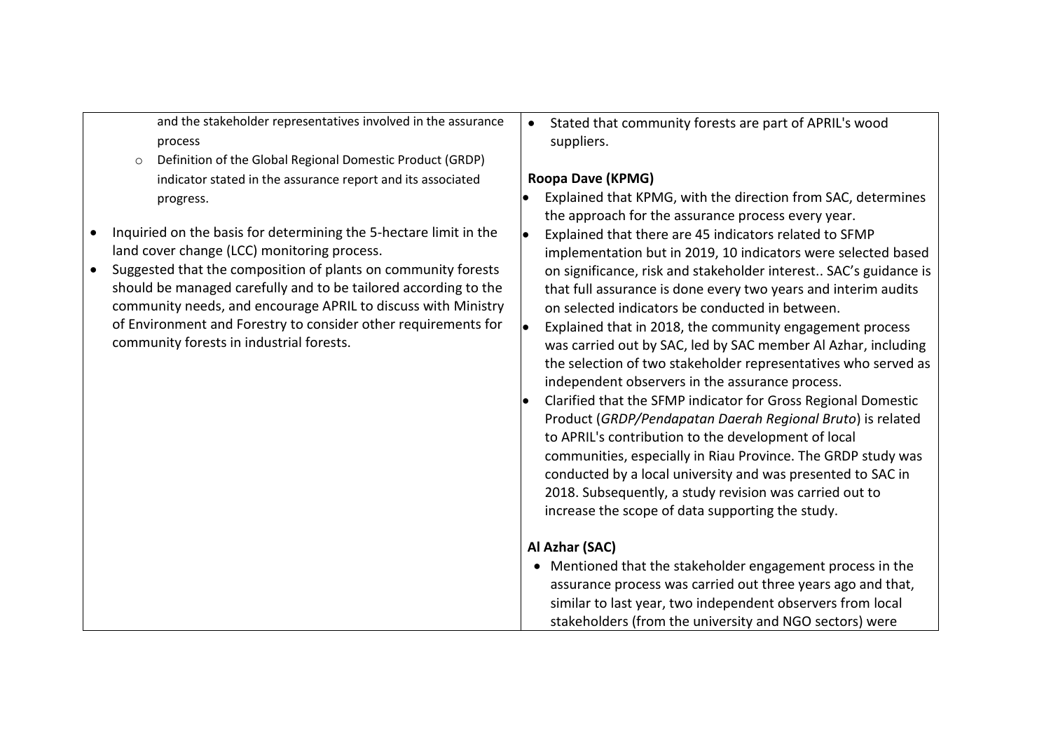| | |
|---|---|
| and the stakeholder representatives involved in the assurance process<br>◦ Definition of the Global Regional Domestic Product (GRDP) indicator stated in the assurance report and its associated progress.<br><br>• Inquiried on the basis for determining the 5-hectare limit in the land cover change (LCC) monitoring process.<br>• Suggested that the composition of plants on community forests should be managed carefully and to be tailored according to the community needs, and encourage APRIL to discuss with Ministry of Environment and Forestry to consider other requirements for community forests in industrial forests. | • Stated that community forests are part of APRIL's wood suppliers.<br><br>**Roopa Dave (KPMG)**<br>• Explained that KPMG, with the direction from SAC, determines the approach for the assurance process every year.<br>• Explained that there are 45 indicators related to SFMP implementation but in 2019, 10 indicators were selected based on significance, risk and stakeholder interest.. SAC's guidance is that full assurance is done every two years and interim audits on selected indicators be conducted in between.<br>• Explained that in 2018, the community engagement process was carried out by SAC, led by SAC member Al Azhar, including the selection of two stakeholder representatives who served as independent observers in the assurance process.<br>• Clarified that the SFMP indicator for Gross Regional Domestic Product (*GRDP/Pendapatan Daerah Regional Bruto*) is related to APRIL's contribution to the development of local communities, especially in Riau Province. The GRDP study was conducted by a local university and was presented to SAC in 2018. Subsequently, a study revision was carried out to increase the scope of data supporting the study.<br><br>**Al Azhar (SAC)**<br>• Mentioned that the stakeholder engagement process in the assurance process was carried out three years ago and that, similar to last year, two independent observers from local stakeholders (from the university and NGO sectors) were |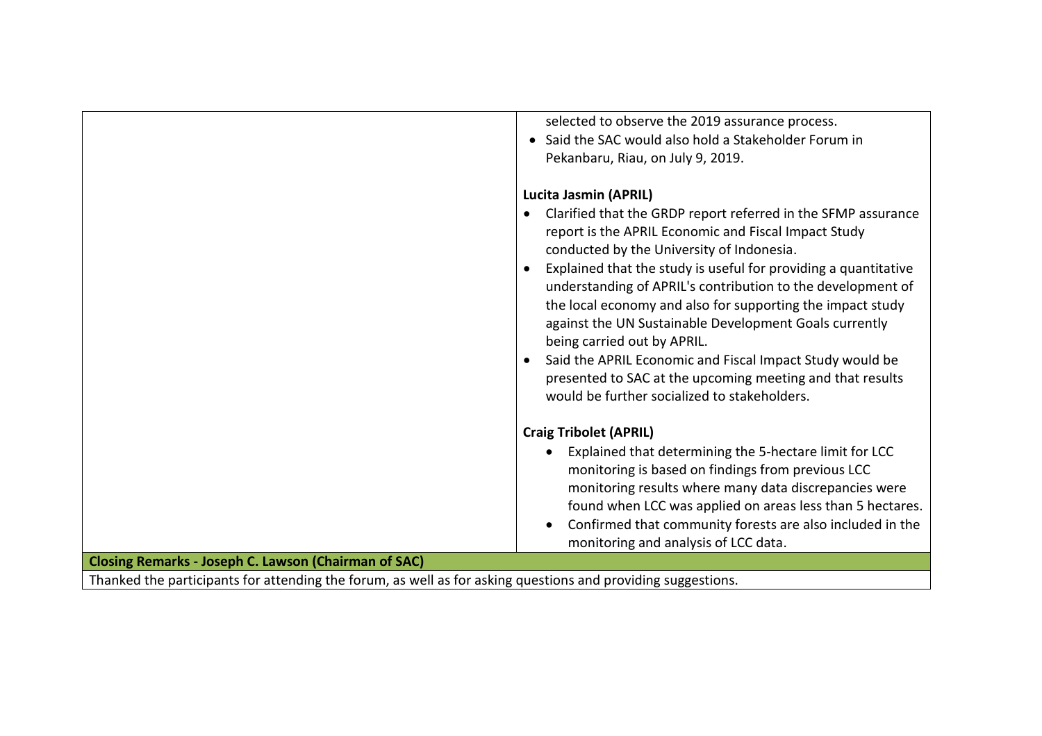| | |
|---|---|
| | selected to observe the 2019 assurance process.<br>• Said the SAC would also hold a Stakeholder Forum in Pekanbaru, Riau, on July 9, 2019.<br><br>**Lucita Jasmin (APRIL)**<br>• Clarified that the GRDP report referred in the SFMP assurance report is the APRIL Economic and Fiscal Impact Study conducted by the University of Indonesia.<br>• Explained that the study is useful for providing a quantitative understanding of APRIL's contribution to the development of the local economy and also for supporting the impact study against the UN Sustainable Development Goals currently being carried out by APRIL.<br>• Said the APRIL Economic and Fiscal Impact Study would be presented to SAC at the upcoming meeting and that results would be further socialized to stakeholders.<br><br>**Craig Tribolet (APRIL)**<br>• Explained that determining the 5-hectare limit for LCC monitoring is based on findings from previous LCC monitoring results where many data discrepancies were found when LCC was applied on areas less than 5 hectares.<br>• Confirmed that community forests are also included in the monitoring and analysis of LCC data. |
| **Closing Remarks - Joseph C. Lawson (Chairman of SAC)** | |
| Thanked the participants for attending the forum, as well as for asking questions and providing suggestions. | |